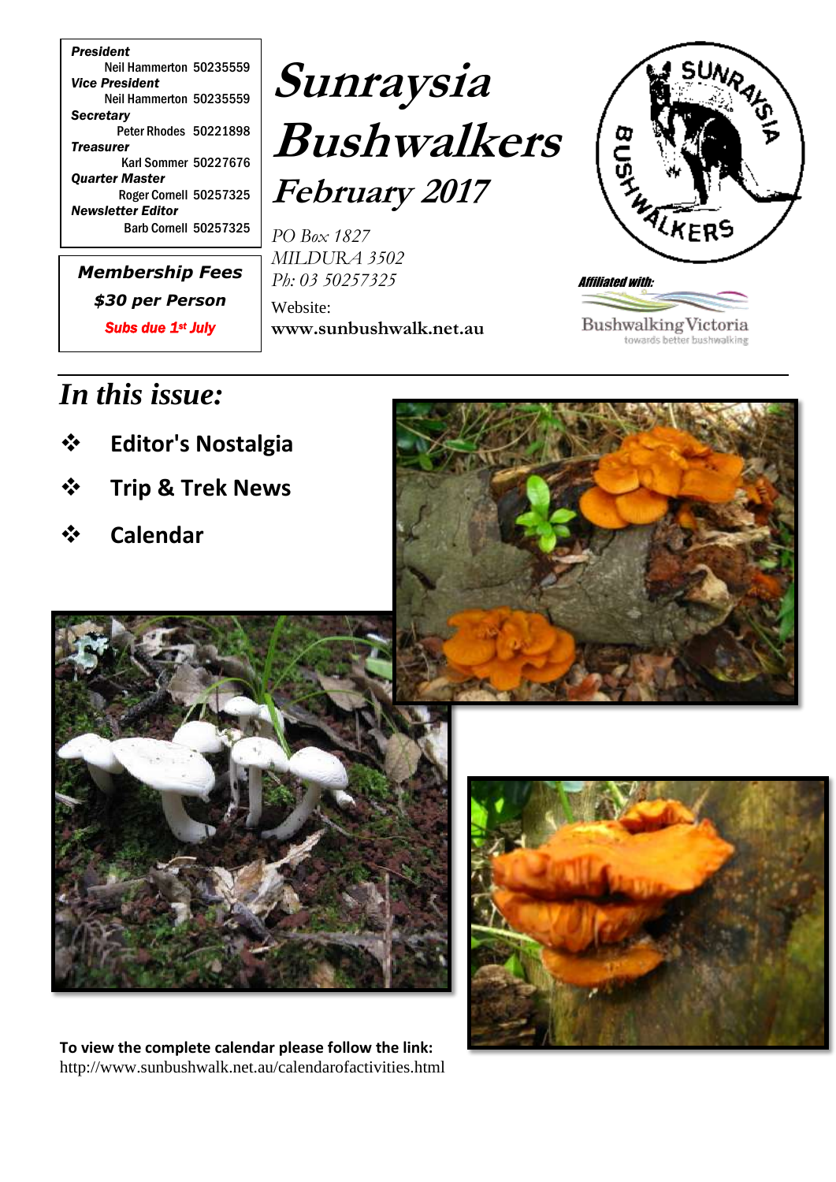**President**
Neil Hammerton 50235559
**Vice President**
Neil Hammerton 50235559
**Secretary**
Peter Rhodes 50221898
**Treasurer**
Karl Sommer 50227676
**Quarter Master**
Roger Cornell 50257325
**Newsletter Editor**
Barb Cornell 50257325

**Membership Fees**
**$30 per Person**
**Subs due 1st July**

# Sunraysia Bushwalkers

## February 2017

*PO Box 1827*
*MILDURA 3502*
*Ph: 03 50257325*

Website:
**www.sunbushwalk.net.au**

*Affiliated with:*
Bushwalking Victoria
towards better bushwalking

## In this issue:

- **Editor's Nostalgia**
- **Trip & Trek News**
- **Calendar**

**To view the complete calendar please follow the link:**
http://www.sunbushwalk.net.au/calendarofactivities.html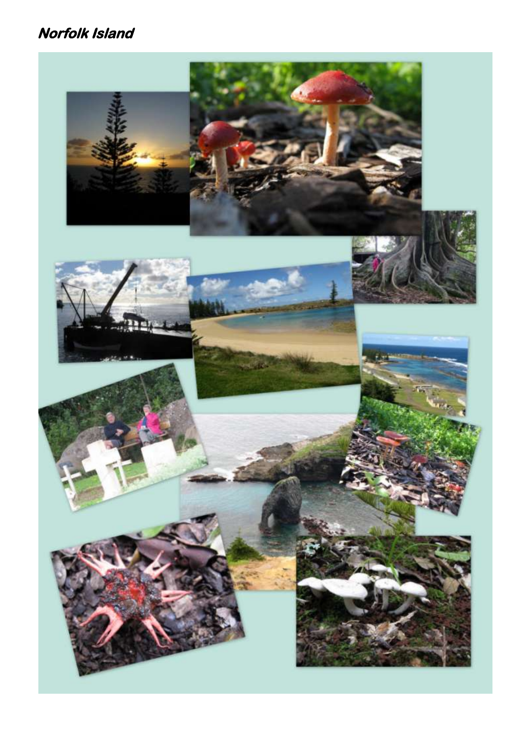# Norfolk Island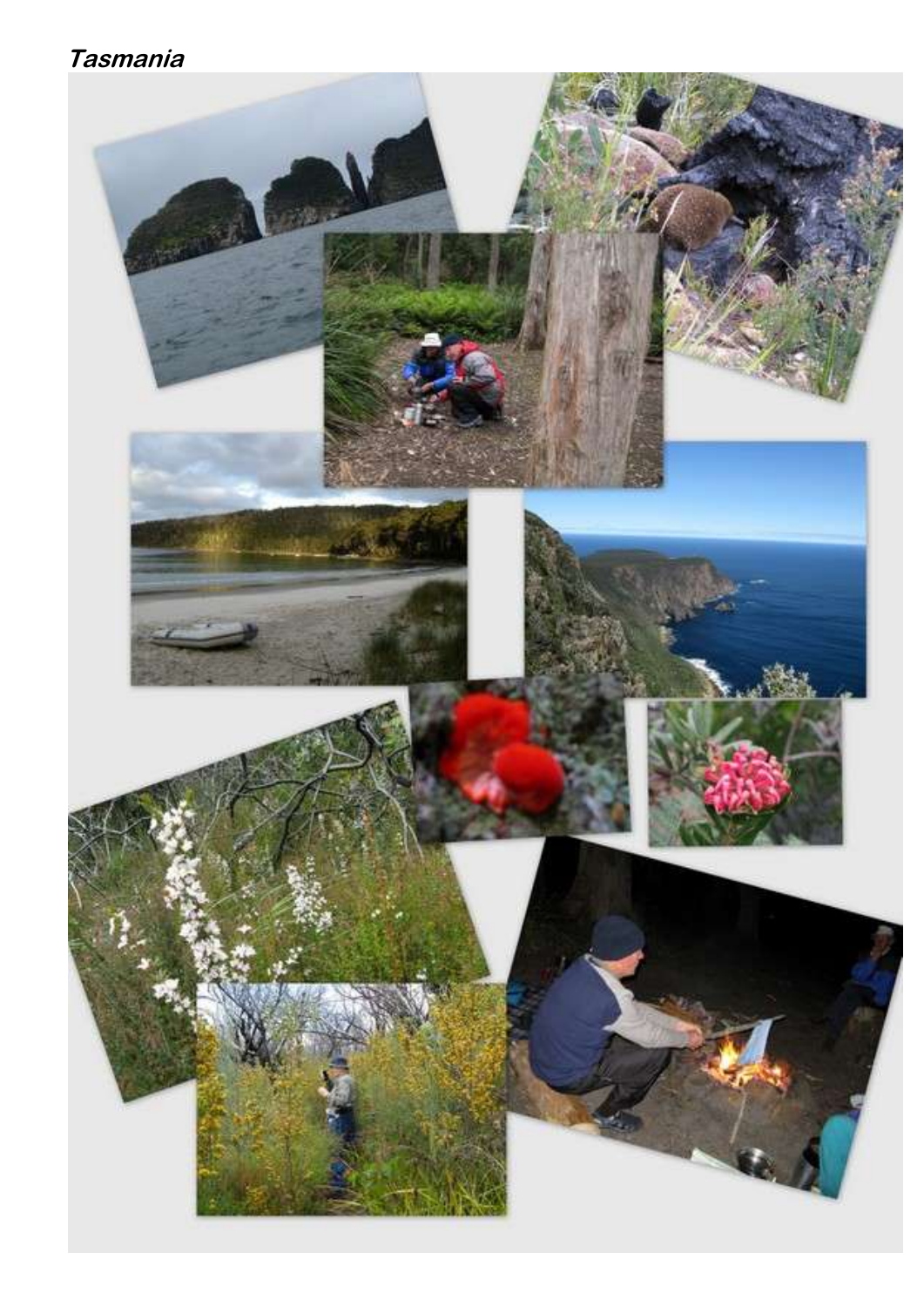***Tasmania***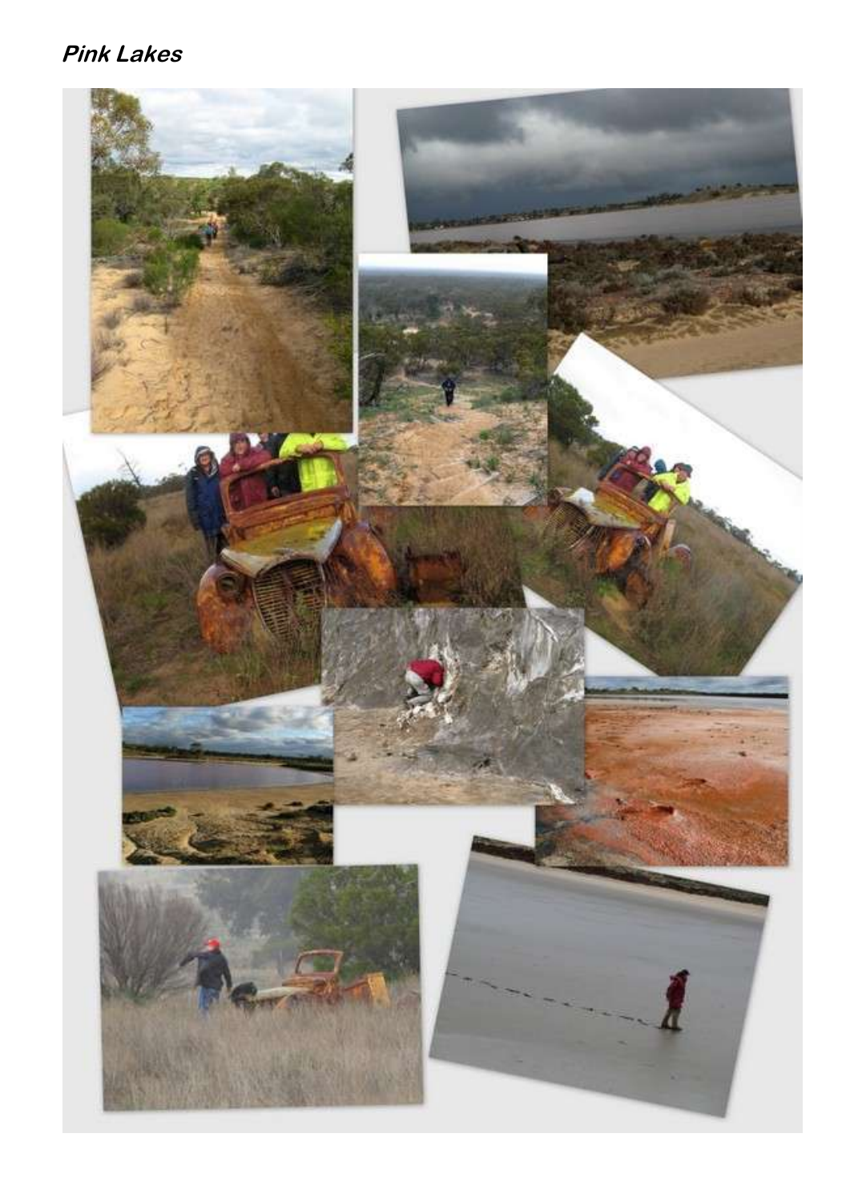## *Pink Lakes*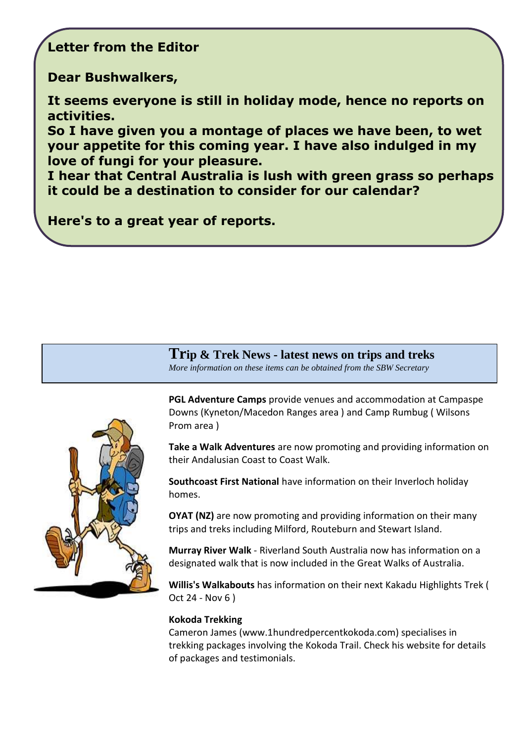## Letter from the Editor

**Dear Bushwalkers,**

**It seems everyone is still in holiday mode, hence no reports on activities.**
**So I have given you a montage of places we have been, to wet your appetite for this coming year. I have also indulged in my love of fungi for your pleasure.**
**I hear that Central Australia is lush with green grass so perhaps it could be a destination to consider for our calendar?**

**Here's to a great year of reports.**

## Trip & Trek News - latest news on trips and treks

*More information on these items can be obtained from the SBW Secretary*

**PGL Adventure Camps** provide venues and accommodation at Campaspe Downs (Kyneton/Macedon Ranges area ) and Camp Rumbug ( Wilsons Prom area )

**Take a Walk Adventures** are now promoting and providing information on their Andalusian Coast to Coast Walk.

**Southcoast First National** have information on their Inverloch holiday homes.

**OYAT (NZ)** are now promoting and providing information on their many trips and treks including Milford, Routeburn and Stewart Island.

**Murray River Walk** - Riverland South Australia now has information on a designated walk that is now included in the Great Walks of Australia.

**Willis's Walkabouts** has information on their next Kakadu Highlights Trek ( Oct 24 - Nov 6 )

**Kokoda Trekking**
Cameron James (www.1hundredpercentkokoda.com) specialises in trekking packages involving the Kokoda Trail. Check his website for details of packages and testimonials.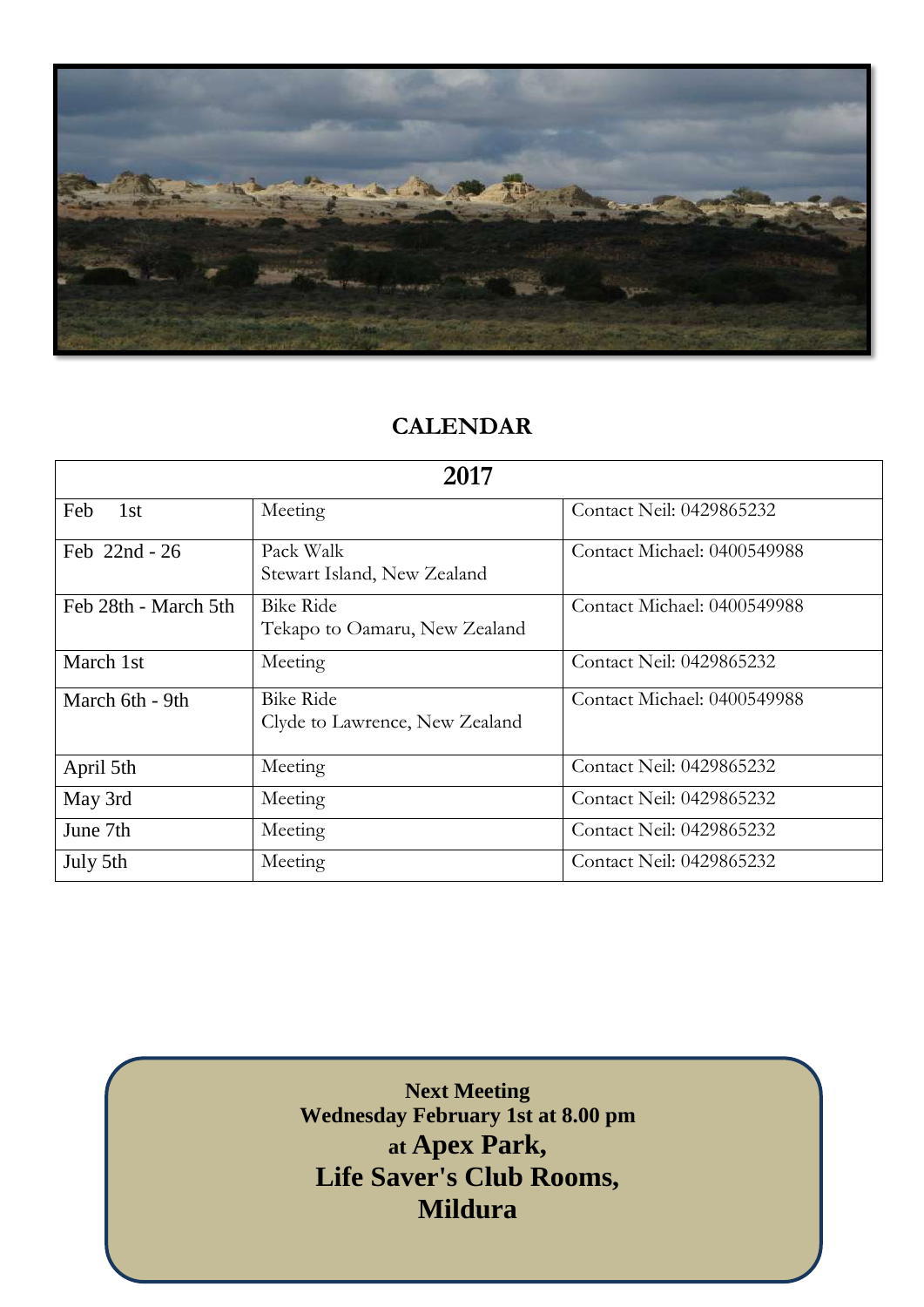## CALENDAR

| 2017 | | |
|---|---|---|
| Feb 1st | Meeting | Contact Neil: 0429865232 |
| Feb 22nd - 26 | Pack Walk<br>Stewart Island, New Zealand | Contact Michael: 0400549988 |
| Feb 28th - March 5th | Bike Ride<br>Tekapo to Oamaru, New Zealand | Contact Michael: 0400549988 |
| March 1st | Meeting | Contact Neil: 0429865232 |
| March 6th - 9th | Bike Ride<br>Clyde to Lawrence, New Zealand | Contact Michael: 0400549988 |
| April 5th | Meeting | Contact Neil: 0429865232 |
| May 3rd | Meeting | Contact Neil: 0429865232 |
| June 7th | Meeting | Contact Neil: 0429865232 |
| July 5th | Meeting | Contact Neil: 0429865232 |

**Next Meeting**
**Wednesday February 1st at 8.00 pm**
**at Apex Park,**
**Life Saver's Club Rooms,**
**Mildura**